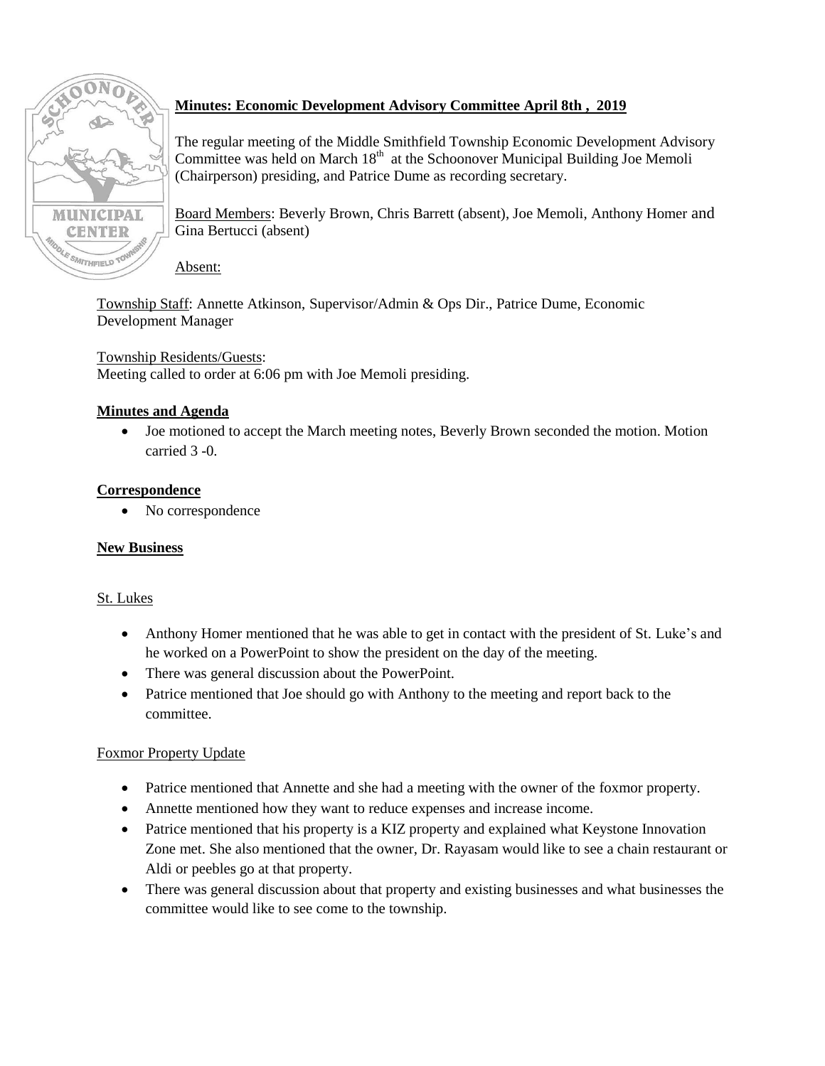## **Minutes: Economic Development Advisory Committee April 8th , 2019**

The regular meeting of the Middle Smithfield Township Economic Development Advisory Committee was held on March 18th at the Schoonover Municipal Building Joe Memoli (Chairperson) presiding, and Patrice Dume as recording secretary.

Board Members: Beverly Brown, Chris Barrett (absent), Joe Memoli, Anthony Homer and Gina Bertucci (absent)

Absent:

Township Staff: Annette Atkinson, Supervisor/Admin & Ops Dir., Patrice Dume, Economic Development Manager

Township Residents/Guests:
Meeting called to order at 6:06 pm with Joe Memoli presiding.

### **Minutes and Agenda**

- Joe motioned to accept the March meeting notes, Beverly Brown seconded the motion. Motion carried 3 -0.

### **Correspondence**

- No correspondence

### **New Business**

St. Lukes

- Anthony Homer mentioned that he was able to get in contact with the president of St. Luke's and he worked on a PowerPoint to show the president on the day of the meeting.
- There was general discussion about the PowerPoint.
- Patrice mentioned that Joe should go with Anthony to the meeting and report back to the committee.

Foxmor Property Update

- Patrice mentioned that Annette and she had a meeting with the owner of the foxmor property.
- Annette mentioned how they want to reduce expenses and increase income.
- Patrice mentioned that his property is a KIZ property and explained what Keystone Innovation Zone met. She also mentioned that the owner, Dr. Rayasam would like to see a chain restaurant or Aldi or peebles go at that property.
- There was general discussion about that property and existing businesses and what businesses the committee would like to see come to the township.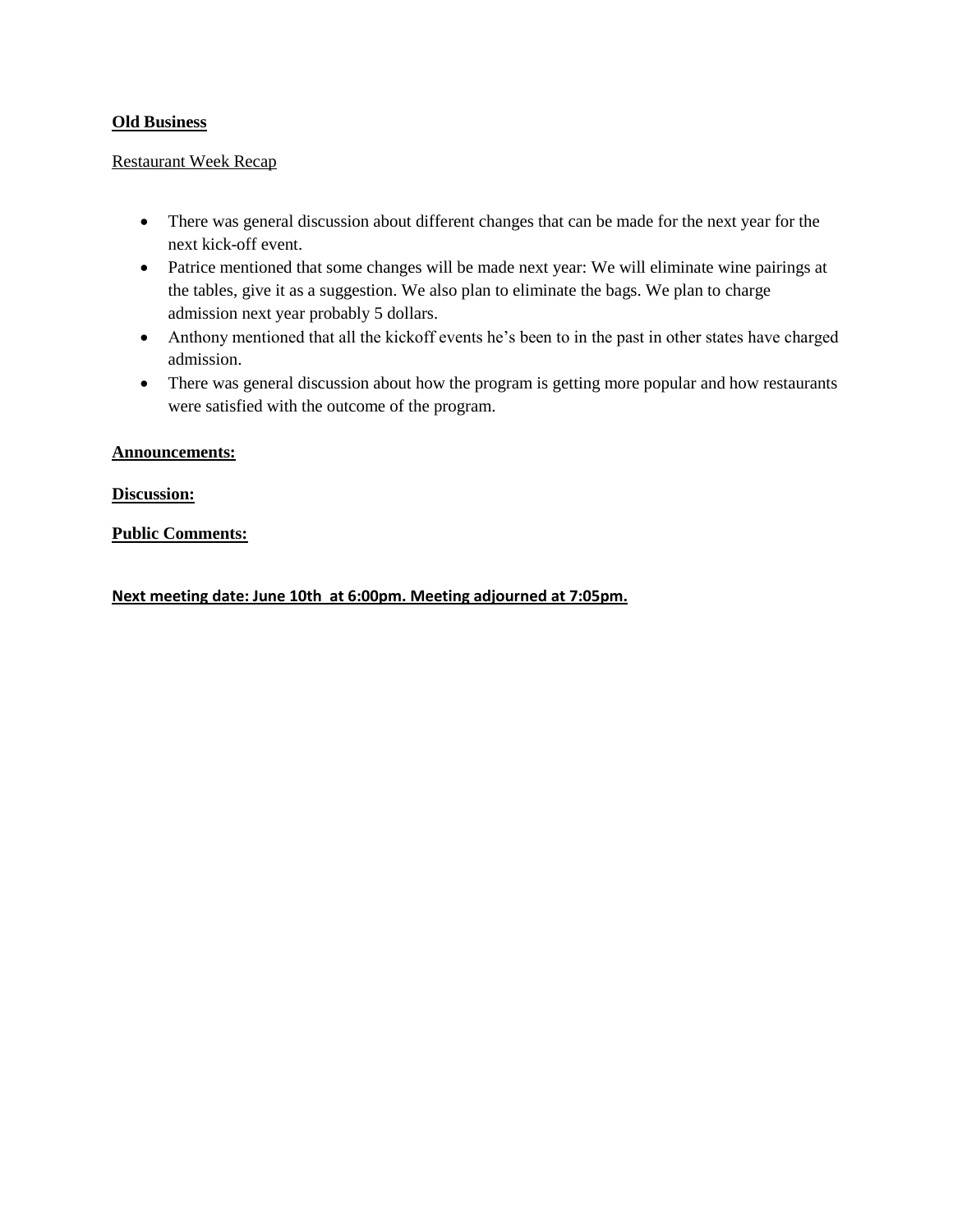**Old Business**

Restaurant Week Recap

- There was general discussion about different changes that can be made for the next year for the next kick-off event.
- Patrice mentioned that some changes will be made next year: We will eliminate wine pairings at the tables, give it as a suggestion. We also plan to eliminate the bags. We plan to charge admission next year probably 5 dollars.
- Anthony mentioned that all the kickoff events he's been to in the past in other states have charged admission.
- There was general discussion about how the program is getting more popular and how restaurants were satisfied with the outcome of the program.

**Announcements:**

**Discussion:**

**Public Comments:**

**Next meeting date: June 10th at 6:00pm. Meeting adjourned at 7:05pm.**